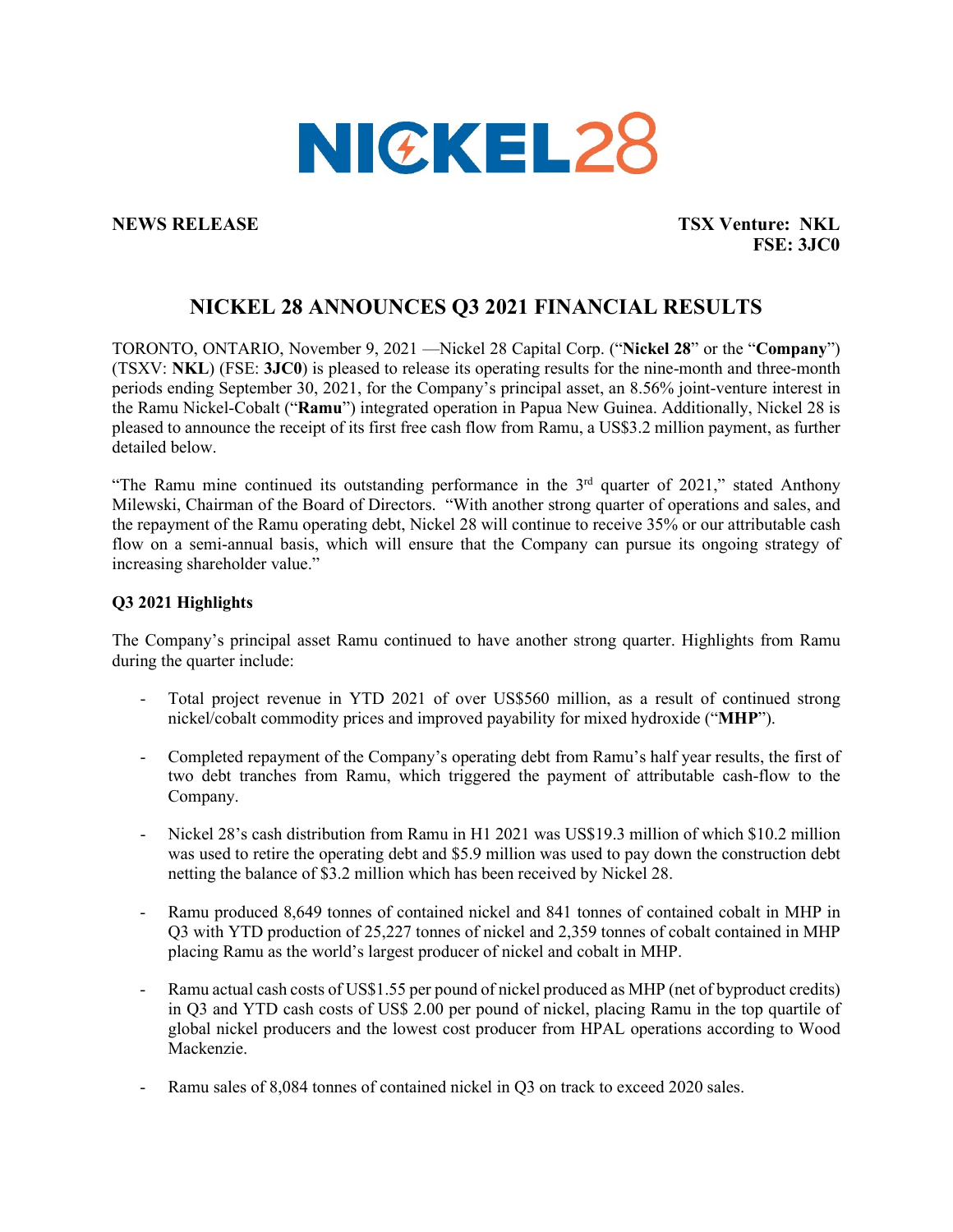NICKEL28

**NEWS RELEASE**

**TSX Venture: NKL**
**FSE: 3JC0**

# NICKEL 28 ANNOUNCES Q3 2021 FINANCIAL RESULTS

TORONTO, ONTARIO, November 9, 2021 —Nickel 28 Capital Corp. ("**Nickel 28**" or the "**Company**") (TSXV: **NKL**) (FSE: **3JC0**) is pleased to release its operating results for the nine-month and three-month periods ending September 30, 2021, for the Company's principal asset, an 8.56% joint-venture interest in the Ramu Nickel-Cobalt ("**Ramu**") integrated operation in Papua New Guinea. Additionally, Nickel 28 is pleased to announce the receipt of its first free cash flow from Ramu, a US$3.2 million payment, as further detailed below.

"The Ramu mine continued its outstanding performance in the 3rd quarter of 2021," stated Anthony Milewski, Chairman of the Board of Directors. "With another strong quarter of operations and sales, and the repayment of the Ramu operating debt, Nickel 28 will continue to receive 35% or our attributable cash flow on a semi-annual basis, which will ensure that the Company can pursue its ongoing strategy of increasing shareholder value."

**Q3 2021 Highlights**

The Company's principal asset Ramu continued to have another strong quarter. Highlights from Ramu during the quarter include:

- Total project revenue in YTD 2021 of over US$560 million, as a result of continued strong nickel/cobalt commodity prices and improved payability for mixed hydroxide ("**MHP**").
- Completed repayment of the Company's operating debt from Ramu's half year results, the first of two debt tranches from Ramu, which triggered the payment of attributable cash-flow to the Company.
- Nickel 28's cash distribution from Ramu in H1 2021 was US$19.3 million of which $10.2 million was used to retire the operating debt and $5.9 million was used to pay down the construction debt netting the balance of $3.2 million which has been received by Nickel 28.
- Ramu produced 8,649 tonnes of contained nickel and 841 tonnes of contained cobalt in MHP in Q3 with YTD production of 25,227 tonnes of nickel and 2,359 tonnes of cobalt contained in MHP placing Ramu as the world's largest producer of nickel and cobalt in MHP.
- Ramu actual cash costs of US$1.55 per pound of nickel produced as MHP (net of byproduct credits) in Q3 and YTD cash costs of US$ 2.00 per pound of nickel, placing Ramu in the top quartile of global nickel producers and the lowest cost producer from HPAL operations according to Wood Mackenzie.
- Ramu sales of 8,084 tonnes of contained nickel in Q3 on track to exceed 2020 sales.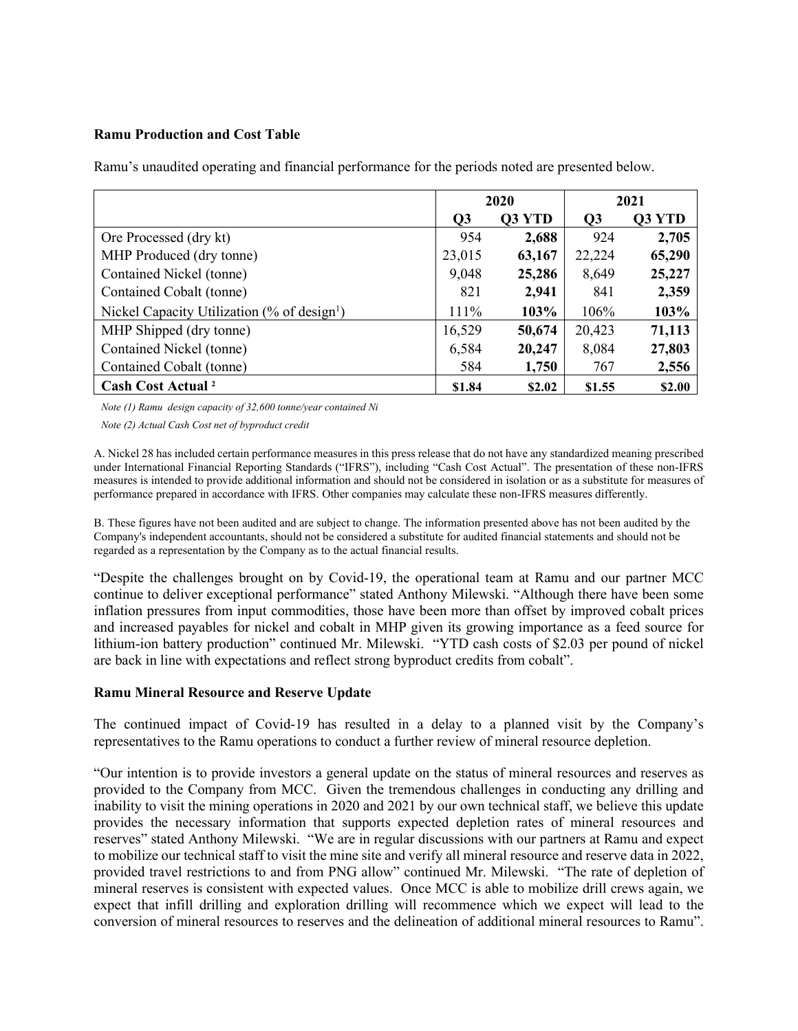**Ramu Production and Cost Table**

Ramu's unaudited operating and financial performance for the periods noted are presented below.

| | 2020 | | 2021 | |
|---|---|---|---|---|
| | Q3 | Q3 YTD | Q3 | Q3 YTD |
| Ore Processed (dry kt) | 954 | **2,688** | 924 | **2,705** |
| MHP Produced (dry tonne) | 23,015 | **63,167** | 22,224 | **65,290** |
| Contained Nickel (tonne) | 9,048 | **25,286** | 8,649 | **25,227** |
| Contained Cobalt (tonne) | 821 | **2,941** | 841 | **2,359** |
| Nickel Capacity Utilization (% of design[1]) | 111% | **103%** | 106% | **103%** |
| MHP Shipped (dry tonne) | 16,529 | **50,674** | 20,423 | **71,113** |
| Contained Nickel (tonne) | 6,584 | **20,247** | 8,084 | **27,803** |
| Contained Cobalt (tonne) | 584 | **1,750** | 767 | **2,556** |
| **Cash Cost Actual [2]** | **\$1.84** | **\$2.02** | **\$1.55** | **\$2.00** |

*Note (1) Ramu design capacity of 32,600 tonne/year contained Ni*

*Note (2) Actual Cash Cost net of byproduct credit*

A. Nickel 28 has included certain performance measures in this press release that do not have any standardized meaning prescribed under International Financial Reporting Standards ("IFRS"), including "Cash Cost Actual". The presentation of these non-IFRS measures is intended to provide additional information and should not be considered in isolation or as a substitute for measures of performance prepared in accordance with IFRS. Other companies may calculate these non-IFRS measures differently.

B. These figures have not been audited and are subject to change. The information presented above has not been audited by the Company's independent accountants, should not be considered a substitute for audited financial statements and should not be regarded as a representation by the Company as to the actual financial results.

"Despite the challenges brought on by Covid-19, the operational team at Ramu and our partner MCC continue to deliver exceptional performance" stated Anthony Milewski. "Although there have been some inflation pressures from input commodities, those have been more than offset by improved cobalt prices and increased payables for nickel and cobalt in MHP given its growing importance as a feed source for lithium-ion battery production" continued Mr. Milewski. "YTD cash costs of \$2.03 per pound of nickel are back in line with expectations and reflect strong byproduct credits from cobalt".

**Ramu Mineral Resource and Reserve Update**

The continued impact of Covid-19 has resulted in a delay to a planned visit by the Company's representatives to the Ramu operations to conduct a further review of mineral resource depletion.

"Our intention is to provide investors a general update on the status of mineral resources and reserves as provided to the Company from MCC. Given the tremendous challenges in conducting any drilling and inability to visit the mining operations in 2020 and 2021 by our own technical staff, we believe this update provides the necessary information that supports expected depletion rates of mineral resources and reserves" stated Anthony Milewski. "We are in regular discussions with our partners at Ramu and expect to mobilize our technical staff to visit the mine site and verify all mineral resource and reserve data in 2022, provided travel restrictions to and from PNG allow" continued Mr. Milewski. "The rate of depletion of mineral reserves is consistent with expected values. Once MCC is able to mobilize drill crews again, we expect that infill drilling and exploration drilling will recommence which we expect will lead to the conversion of mineral resources to reserves and the delineation of additional mineral resources to Ramu".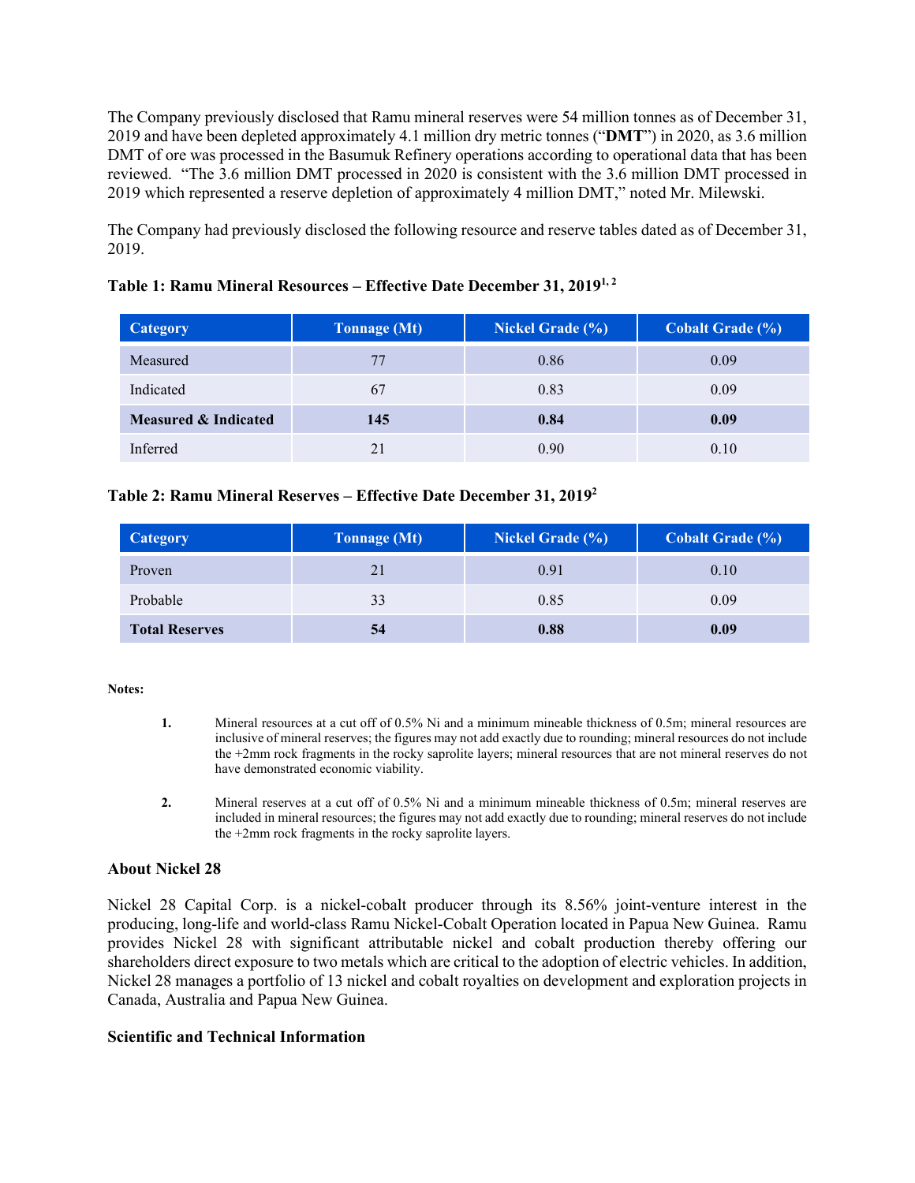The Company previously disclosed that Ramu mineral reserves were 54 million tonnes as of December 31, 2019 and have been depleted approximately 4.1 million dry metric tonnes ("**DMT**") in 2020, as 3.6 million DMT of ore was processed in the Basumuk Refinery operations according to operational data that has been reviewed. "The 3.6 million DMT processed in 2020 is consistent with the 3.6 million DMT processed in 2019 which represented a reserve depletion of approximately 4 million DMT," noted Mr. Milewski.

The Company had previously disclosed the following resource and reserve tables dated as of December 31, 2019.

**Table 1: Ramu Mineral Resources – Effective Date December 31, 2019[1, 2]**

| Category | Tonnage (Mt) | Nickel Grade (%) | Cobalt Grade (%) |
|---|---|---|---|
| Measured | 77 | 0.86 | 0.09 |
| Indicated | 67 | 0.83 | 0.09 |
| **Measured & Indicated** | **145** | **0.84** | **0.09** |
| Inferred | 21 | 0.90 | 0.10 |

**Table 2: Ramu Mineral Reserves – Effective Date December 31, 2019[2]**

| Category | Tonnage (Mt) | Nickel Grade (%) | Cobalt Grade (%) |
|---|---|---|---|
| Proven | 21 | 0.91 | 0.10 |
| Probable | 33 | 0.85 | 0.09 |
| **Total Reserves** | **54** | **0.88** | **0.09** |

**Notes:**

1. Mineral resources at a cut off of 0.5% Ni and a minimum mineable thickness of 0.5m; mineral resources are inclusive of mineral reserves; the figures may not add exactly due to rounding; mineral resources do not include the +2mm rock fragments in the rocky saprolite layers; mineral resources that are not mineral reserves do not have demonstrated economic viability.

2. Mineral reserves at a cut off of 0.5% Ni and a minimum mineable thickness of 0.5m; mineral reserves are included in mineral resources; the figures may not add exactly due to rounding; mineral reserves do not include the +2mm rock fragments in the rocky saprolite layers.

### About Nickel 28

Nickel 28 Capital Corp. is a nickel-cobalt producer through its 8.56% joint-venture interest in the producing, long-life and world-class Ramu Nickel-Cobalt Operation located in Papua New Guinea. Ramu provides Nickel 28 with significant attributable nickel and cobalt production thereby offering our shareholders direct exposure to two metals which are critical to the adoption of electric vehicles. In addition, Nickel 28 manages a portfolio of 13 nickel and cobalt royalties on development and exploration projects in Canada, Australia and Papua New Guinea.

### Scientific and Technical Information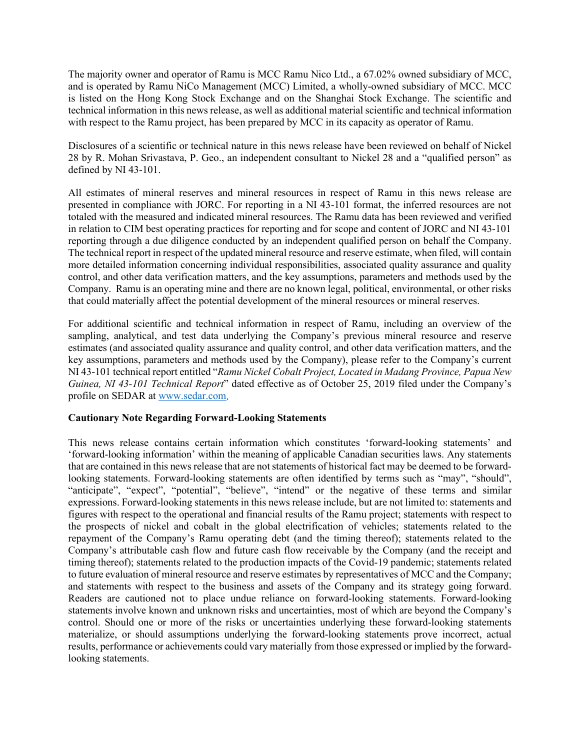The majority owner and operator of Ramu is MCC Ramu Nico Ltd., a 67.02% owned subsidiary of MCC, and is operated by Ramu NiCo Management (MCC) Limited, a wholly-owned subsidiary of MCC. MCC is listed on the Hong Kong Stock Exchange and on the Shanghai Stock Exchange. The scientific and technical information in this news release, as well as additional material scientific and technical information with respect to the Ramu project, has been prepared by MCC in its capacity as operator of Ramu.

Disclosures of a scientific or technical nature in this news release have been reviewed on behalf of Nickel 28 by R. Mohan Srivastava, P. Geo., an independent consultant to Nickel 28 and a "qualified person" as defined by NI 43-101.

All estimates of mineral reserves and mineral resources in respect of Ramu in this news release are presented in compliance with JORC. For reporting in a NI 43-101 format, the inferred resources are not totaled with the measured and indicated mineral resources. The Ramu data has been reviewed and verified in relation to CIM best operating practices for reporting and for scope and content of JORC and NI 43-101 reporting through a due diligence conducted by an independent qualified person on behalf the Company. The technical report in respect of the updated mineral resource and reserve estimate, when filed, will contain more detailed information concerning individual responsibilities, associated quality assurance and quality control, and other data verification matters, and the key assumptions, parameters and methods used by the Company. Ramu is an operating mine and there are no known legal, political, environmental, or other risks that could materially affect the potential development of the mineral resources or mineral reserves.

For additional scientific and technical information in respect of Ramu, including an overview of the sampling, analytical, and test data underlying the Company's previous mineral resource and reserve estimates (and associated quality assurance and quality control, and other data verification matters, and the key assumptions, parameters and methods used by the Company), please refer to the Company's current NI 43-101 technical report entitled "*Ramu Nickel Cobalt Project, Located in Madang Province, Papua New Guinea, NI 43-101 Technical Report*" dated effective as of October 25, 2019 filed under the Company's profile on SEDAR at www.sedar.com.

**Cautionary Note Regarding Forward-Looking Statements**

This news release contains certain information which constitutes 'forward-looking statements' and 'forward-looking information' within the meaning of applicable Canadian securities laws. Any statements that are contained in this news release that are not statements of historical fact may be deemed to be forward-looking statements. Forward-looking statements are often identified by terms such as "may", "should", "anticipate", "expect", "potential", "believe", "intend" or the negative of these terms and similar expressions. Forward-looking statements in this news release include, but are not limited to: statements and figures with respect to the operational and financial results of the Ramu project; statements with respect to the prospects of nickel and cobalt in the global electrification of vehicles; statements related to the repayment of the Company's Ramu operating debt (and the timing thereof); statements related to the Company's attributable cash flow and future cash flow receivable by the Company (and the receipt and timing thereof); statements related to the production impacts of the Covid-19 pandemic; statements related to future evaluation of mineral resource and reserve estimates by representatives of MCC and the Company; and statements with respect to the business and assets of the Company and its strategy going forward. Readers are cautioned not to place undue reliance on forward-looking statements. Forward-looking statements involve known and unknown risks and uncertainties, most of which are beyond the Company's control. Should one or more of the risks or uncertainties underlying these forward-looking statements materialize, or should assumptions underlying the forward-looking statements prove incorrect, actual results, performance or achievements could vary materially from those expressed or implied by the forward-looking statements.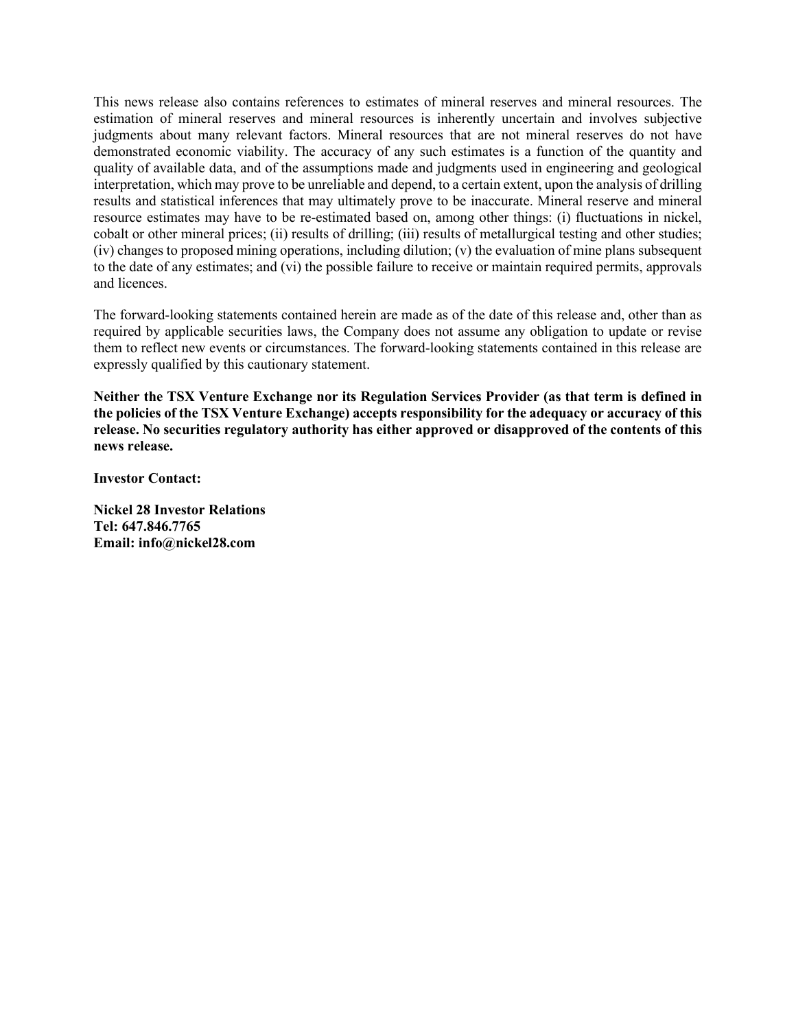This news release also contains references to estimates of mineral reserves and mineral resources. The estimation of mineral reserves and mineral resources is inherently uncertain and involves subjective judgments about many relevant factors. Mineral resources that are not mineral reserves do not have demonstrated economic viability. The accuracy of any such estimates is a function of the quantity and quality of available data, and of the assumptions made and judgments used in engineering and geological interpretation, which may prove to be unreliable and depend, to a certain extent, upon the analysis of drilling results and statistical inferences that may ultimately prove to be inaccurate. Mineral reserve and mineral resource estimates may have to be re-estimated based on, among other things: (i) fluctuations in nickel, cobalt or other mineral prices; (ii) results of drilling; (iii) results of metallurgical testing and other studies; (iv) changes to proposed mining operations, including dilution; (v) the evaluation of mine plans subsequent to the date of any estimates; and (vi) the possible failure to receive or maintain required permits, approvals and licences.

The forward-looking statements contained herein are made as of the date of this release and, other than as required by applicable securities laws, the Company does not assume any obligation to update or revise them to reflect new events or circumstances. The forward-looking statements contained in this release are expressly qualified by this cautionary statement.

**Neither the TSX Venture Exchange nor its Regulation Services Provider (as that term is defined in the policies of the TSX Venture Exchange) accepts responsibility for the adequacy or accuracy of this release. No securities regulatory authority has either approved or disapproved of the contents of this news release.**

**Investor Contact:**

**Nickel 28 Investor Relations**
**Tel: 647.846.7765**
**Email: info@nickel28.com**